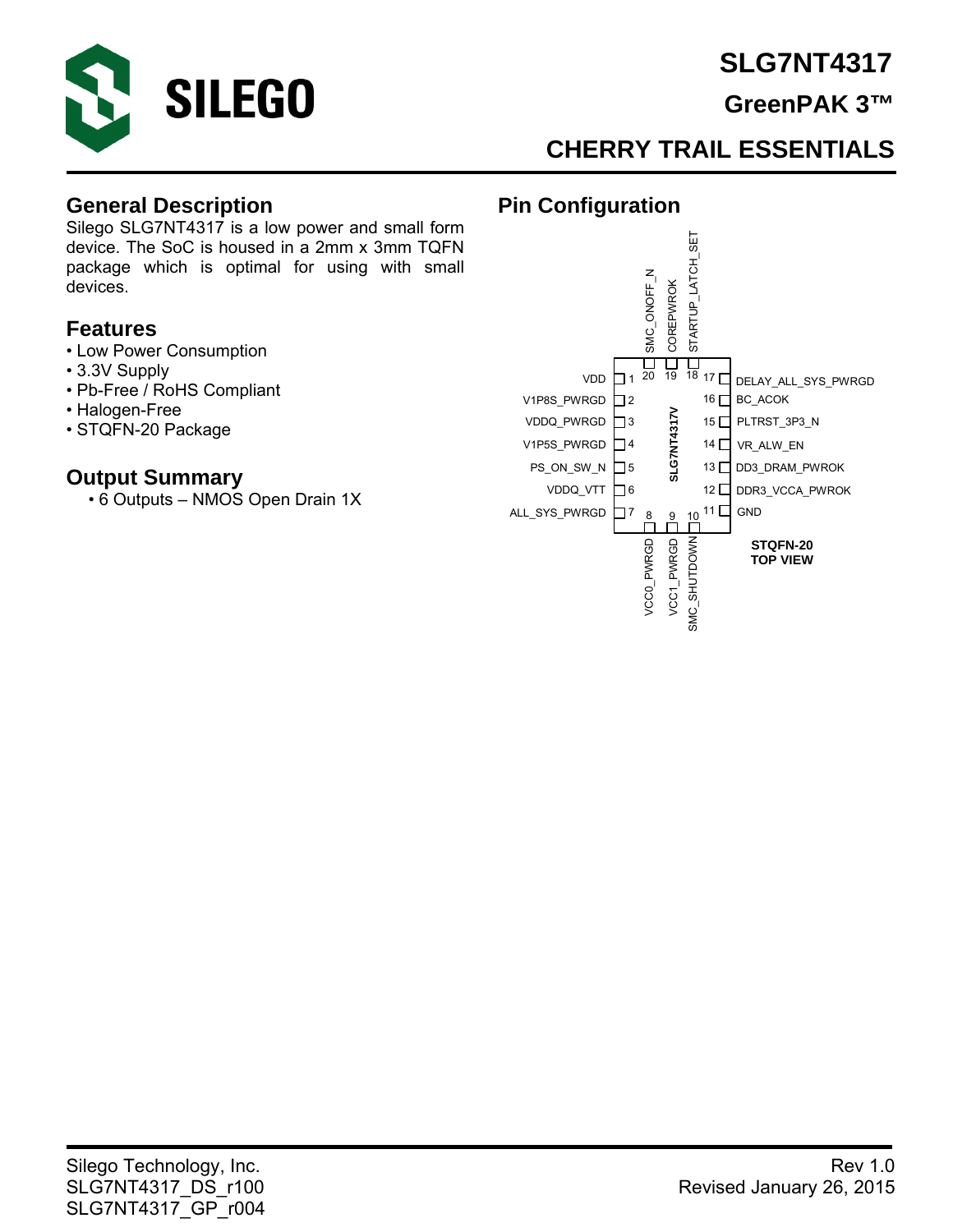# SLG7NT4317

## GreenPAK 3™

## CHERRY TRAIL ESSENTIALS

## General Description

Silego SLG7NT4317 is a low power and small form device. The SoC is housed in a 2mm x 3mm TQFN package which is optimal for using with small devices.

## Features

- Low Power Consumption
- 3.3V Supply
- Pb-Free / RoHS Compliant
- Halogen-Free
- STQFN-20 Package

## Output Summary

- 6 Outputs – NMOS Open Drain 1X

## Pin Configuration

SLG7NT4317V

STQFN-20
TOP VIEW

| Pin | Name |
|---|---|
| 1 | VDD |
| 2 | V1P8S_PWRGD |
| 3 | VDDQ_PWRGD |
| 4 | V1P5S_PWRGD |
| 5 | PS_ON_SW_N |
| 6 | VDDQ_VTT |
| 7 | ALL_SYS_PWRGD |
| 8 | VCC0_PWRGD |
| 9 | VCC1_PWRGD |
| 10 | SMC_SHUTDOWN |
| 11 | GND |
| 12 | DDR3_VCCA_PWROK |
| 13 | DD3_DRAM_PWROK |
| 14 | VR_ALW_EN |
| 15 | PLTRST_3P3_N |
| 16 | BC_ACOK |
| 17 | DELAY_ALL_SYS_PWRGD |
| 18 | STARTUP_LATCH_SET |
| 19 | COREPWROK |
| 20 | SMC_ONOFF_N |

Silego Technology, Inc.
SLG7NT4317_DS_r100
SLG7NT4317_GP_r004

Rev 1.0
Revised January 26, 2015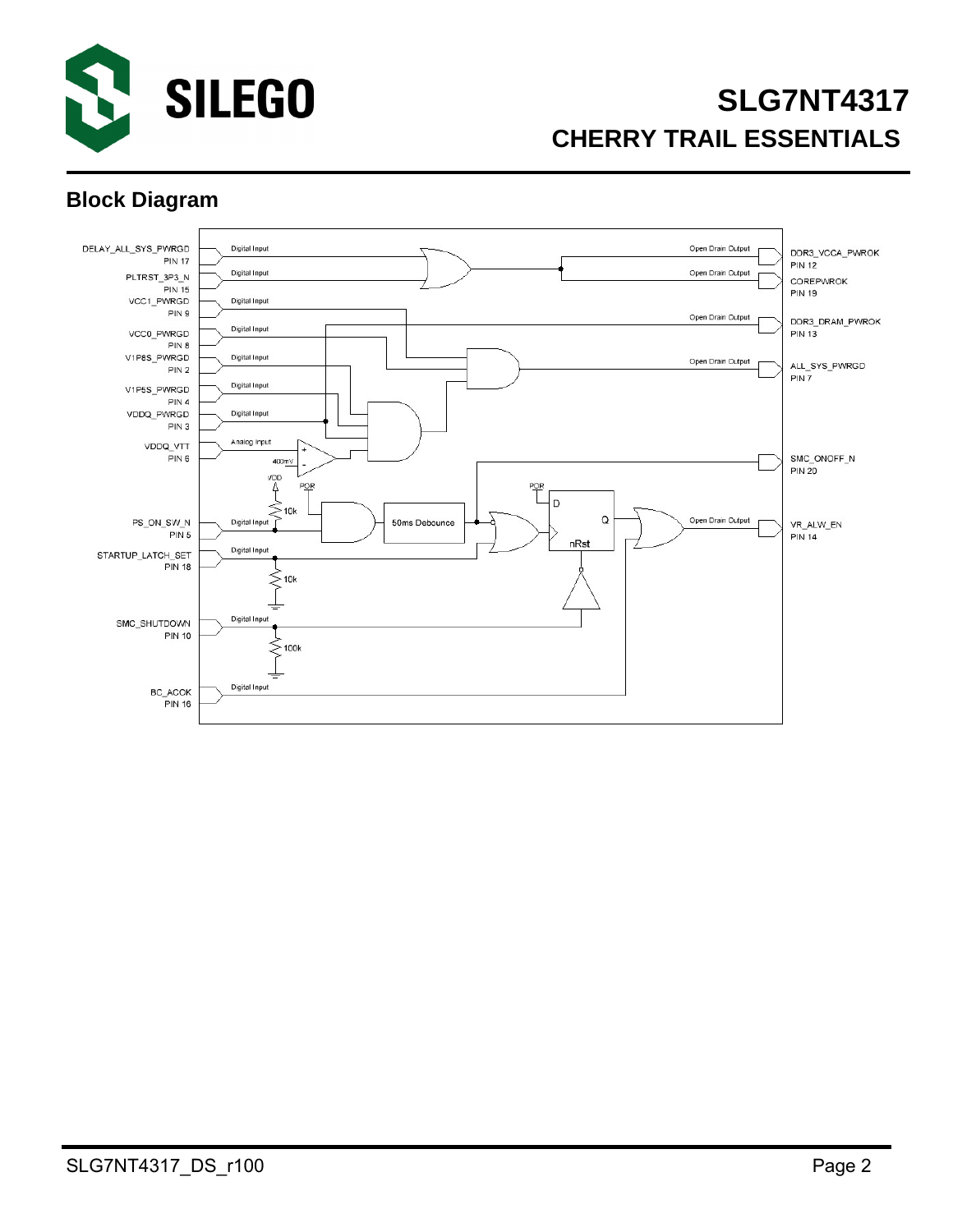## Block Diagram

DELAY_ALL_SYS_PWRGD PIN 17

PLTRST_3P3_N PIN 15

VCC1_PWRGD PIN 9

VCC0_PWRGD PIN 8

V1P8S_PWRGD PIN 2

V1P5S_PWRGD PIN 4

VDDQ_PWRGD PIN 3

VDDQ_VTT PIN 6

PS_ON_SW_N PIN 5

STARTUP_LATCH_SET PIN 18

SMC_SHUTDOWN PIN 10

BC_ACOK PIN 16

Digital Input

Analog Input

400mV

VDD

POR

10k

100k

50ms Debounce

D

Q

nRst

Open Drain Output

DDR3_VCCA_PWROK PIN 12

COREPWROK PIN 19

DDR3_DRAM_PWROK PIN 13

ALL_SYS_PWRGD PIN 7

SMC_ONOFF_N PIN 20

VR_ALW_EN PIN 14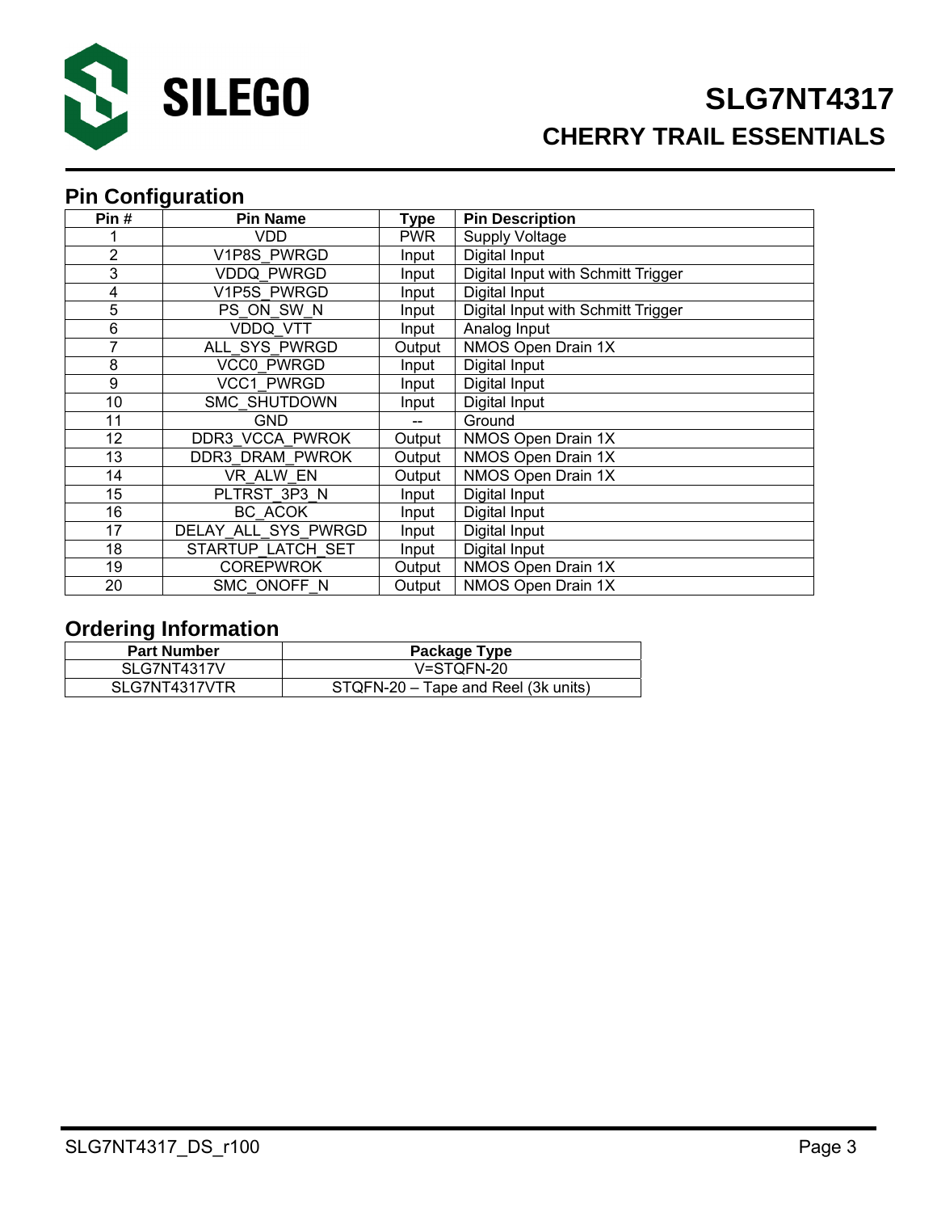## Pin Configuration

| Pin # | Pin Name | Type | Pin Description |
|---|---|---|---|
| 1 | VDD | PWR | Supply Voltage |
| 2 | V1P8S_PWRGD | Input | Digital Input |
| 3 | VDDQ_PWRGD | Input | Digital Input with Schmitt Trigger |
| 4 | V1P5S_PWRGD | Input | Digital Input |
| 5 | PS_ON_SW_N | Input | Digital Input with Schmitt Trigger |
| 6 | VDDQ_VTT | Input | Analog Input |
| 7 | ALL_SYS_PWRGD | Output | NMOS Open Drain 1X |
| 8 | VCC0_PWRGD | Input | Digital Input |
| 9 | VCC1_PWRGD | Input | Digital Input |
| 10 | SMC_SHUTDOWN | Input | Digital Input |
| 11 | GND | -- | Ground |
| 12 | DDR3_VCCA_PWROK | Output | NMOS Open Drain 1X |
| 13 | DDR3_DRAM_PWROK | Output | NMOS Open Drain 1X |
| 14 | VR_ALW_EN | Output | NMOS Open Drain 1X |
| 15 | PLTRST_3P3_N | Input | Digital Input |
| 16 | BC_ACOK | Input | Digital Input |
| 17 | DELAY_ALL_SYS_PWRGD | Input | Digital Input |
| 18 | STARTUP_LATCH_SET | Input | Digital Input |
| 19 | COREPWROK | Output | NMOS Open Drain 1X |
| 20 | SMC_ONOFF_N | Output | NMOS Open Drain 1X |

## Ordering Information

| Part Number | Package Type |
|---|---|
| SLG7NT4317V | V=STQFN-20 |
| SLG7NT4317VTR | STQFN-20 – Tape and Reel (3k units) |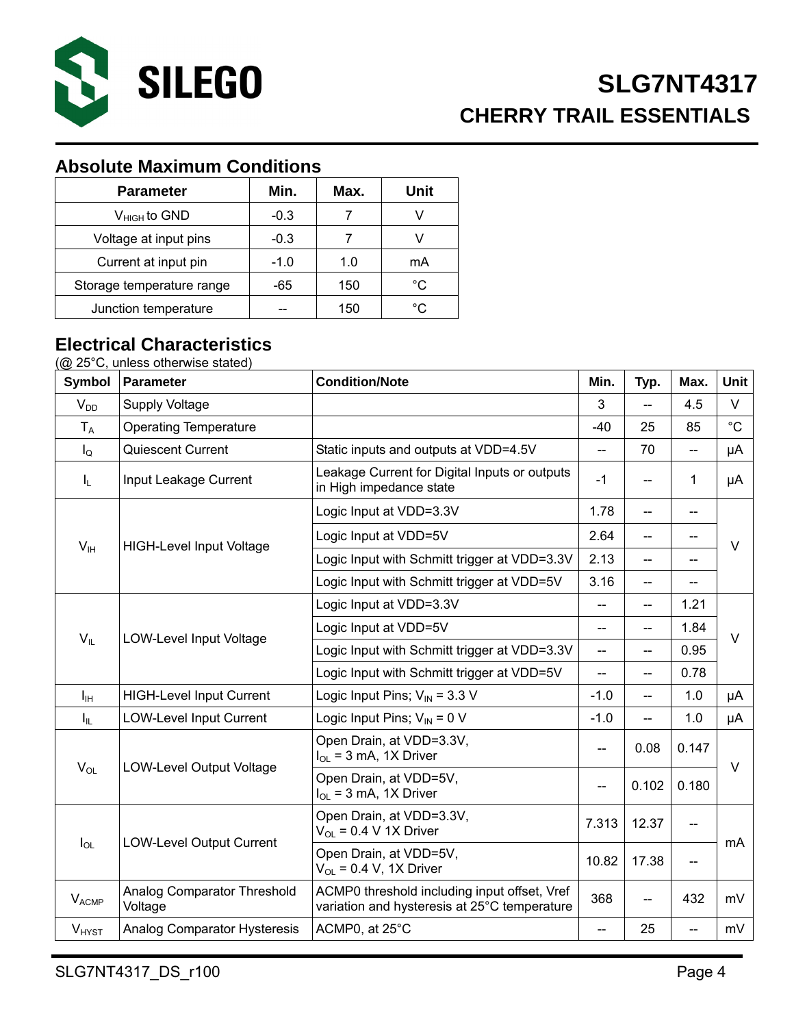## Absolute Maximum Conditions

| Parameter | Min. | Max. | Unit |
|---|---|---|---|
| $V_{HIGH}$ to GND | -0.3 | 7 | V |
| Voltage at input pins | -0.3 | 7 | V |
| Current at input pin | -1.0 | 1.0 | mA |
| Storage temperature range | -65 | 150 | °C |
| Junction temperature | -- | 150 | °C |

## Electrical Characteristics

(@ 25°C, unless otherwise stated)

| Symbol | Parameter | Condition/Note | Min. | Typ. | Max. | Unit |
|---|---|---|---|---|---|---|
| $V_{DD}$ | Supply Voltage | | 3 | -- | 4.5 | V |
| $T_A$ | Operating Temperature | | -40 | 25 | 85 | °C |
| $I_Q$ | Quiescent Current | Static inputs and outputs at VDD=4.5V | -- | 70 | -- | μA |
| $I_L$ | Input Leakage Current | Leakage Current for Digital Inputs or outputs in High impedance state | -1 | -- | 1 | μA |
| $V_{IH}$ | HIGH-Level Input Voltage | Logic Input at VDD=3.3V | 1.78 | -- | -- | V |
| | | Logic Input at VDD=5V | 2.64 | -- | -- | |
| | | Logic Input with Schmitt trigger at VDD=3.3V | 2.13 | -- | -- | |
| | | Logic Input with Schmitt trigger at VDD=5V | 3.16 | -- | -- | |
| $V_{IL}$ | LOW-Level Input Voltage | Logic Input at VDD=3.3V | -- | -- | 1.21 | V |
| | | Logic Input at VDD=5V | -- | -- | 1.84 | |
| | | Logic Input with Schmitt trigger at VDD=3.3V | -- | -- | 0.95 | |
| | | Logic Input with Schmitt trigger at VDD=5V | -- | -- | 0.78 | |
| $I_{IH}$ | HIGH-Level Input Current | Logic Input Pins; $V_{IN}$ = 3.3 V | -1.0 | -- | 1.0 | μA |
| $I_{IL}$ | LOW-Level Input Current | Logic Input Pins; $V_{IN}$ = 0 V | -1.0 | -- | 1.0 | μA |
| $V_{OL}$ | LOW-Level Output Voltage | Open Drain, at VDD=3.3V, $I_{OL}$ = 3 mA, 1X Driver | -- | 0.08 | 0.147 | V |
| | | Open Drain, at VDD=5V, $I_{OL}$ = 3 mA, 1X Driver | -- | 0.102 | 0.180 | |
| $I_{OL}$ | LOW-Level Output Current | Open Drain, at VDD=3.3V, $V_{OL}$ = 0.4 V 1X Driver | 7.313 | 12.37 | -- | mA |
| | | Open Drain, at VDD=5V, $V_{OL}$ = 0.4 V, 1X Driver | 10.82 | 17.38 | -- | |
| $V_{ACMP}$ | Analog Comparator Threshold Voltage | ACMP0 threshold including input offset, Vref variation and hysteresis at 25°C temperature | 368 | -- | 432 | mV |
| $V_{HYST}$ | Analog Comparator Hysteresis | ACMP0, at 25°C | -- | 25 | -- | mV |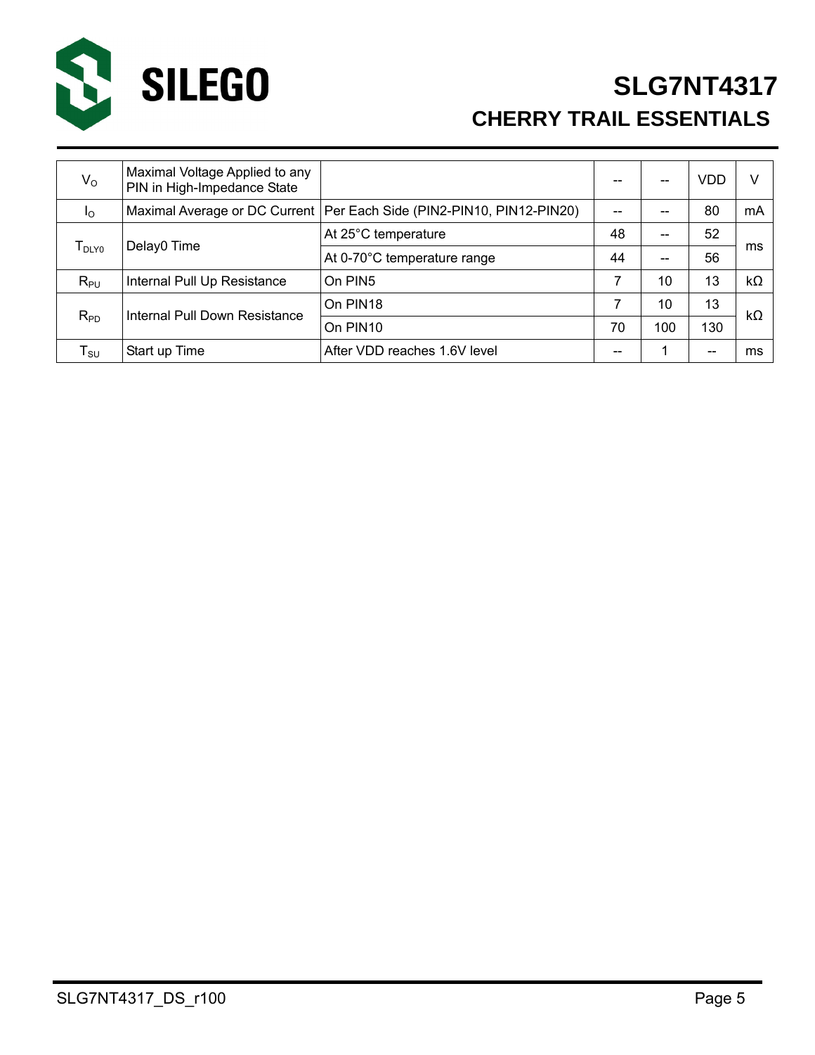| $V_O$ | Maximal Voltage Applied to any PIN in High-Impedance State | | -- | -- | VDD | V |
|---|---|---|---|---|---|---|
| $I_O$ | Maximal Average or DC Current | Per Each Side (PIN2-PIN10, PIN12-PIN20) | -- | -- | 80 | mA |
| $T_{DLY0}$ | Delay0 Time | At 25°C temperature | 48 | -- | 52 | ms |
| | | At 0-70°C temperature range | 44 | -- | 56 | |
| $R_{PU}$ | Internal Pull Up Resistance | On PIN5 | 7 | 10 | 13 | kΩ |
| $R_{PD}$ | Internal Pull Down Resistance | On PIN18 | 7 | 10 | 13 | kΩ |
| | | On PIN10 | 70 | 100 | 130 | |
| $T_{SU}$ | Start up Time | After VDD reaches 1.6V level | -- | 1 | -- | ms |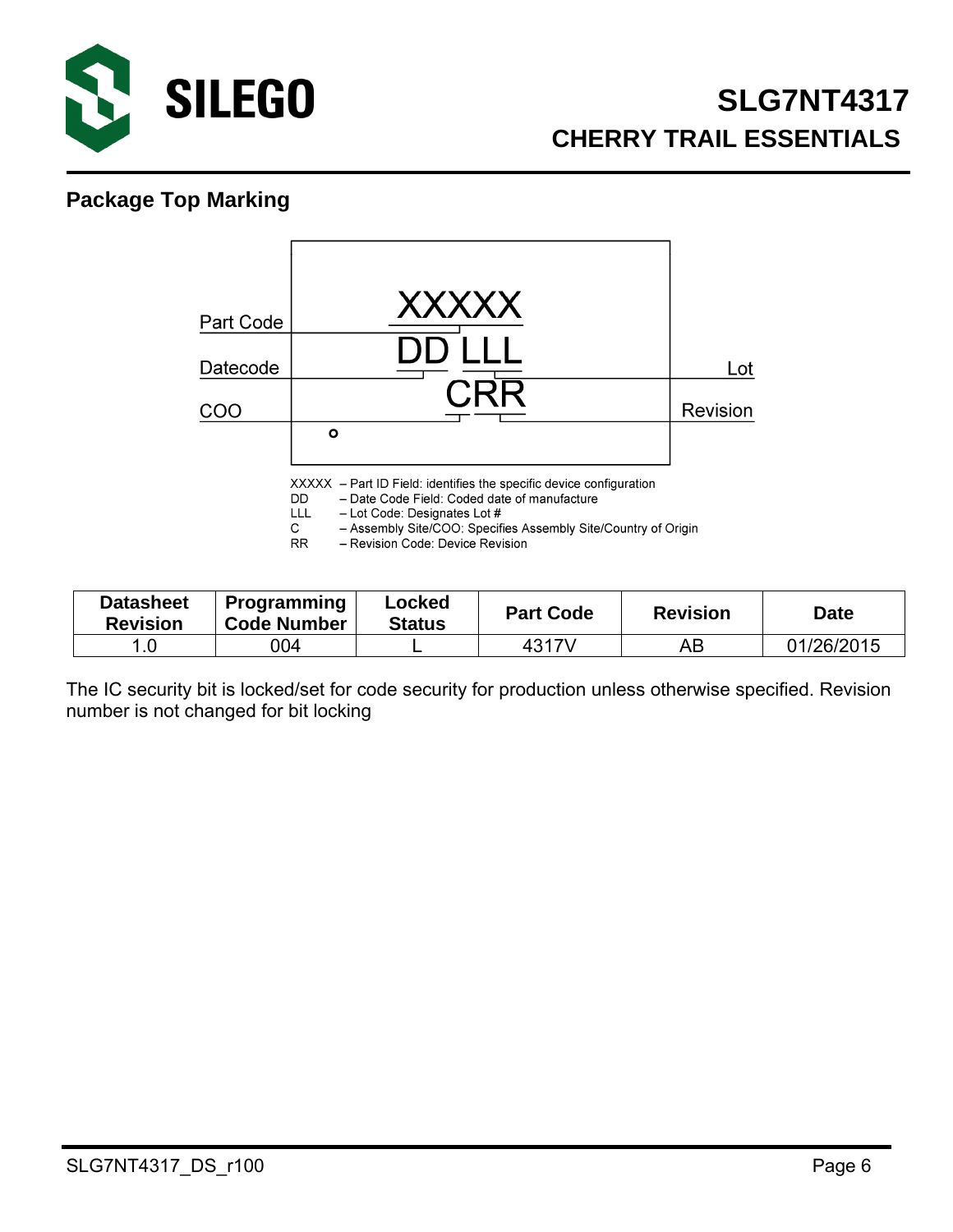## Package Top Marking

Part Code: XXXXX
Datecode: DD LLL — Lot
COO: CRR — Revision

XXXXX – Part ID Field: identifies the specific device configuration
DD – Date Code Field: Coded date of manufacture
LLL – Lot Code: Designates Lot #
C – Assembly Site/COO: Specifies Assembly Site/Country of Origin
RR – Revision Code: Device Revision

| Datasheet Revision | Programming Code Number | Locked Status | Part Code | Revision | Date |
|---|---|---|---|---|---|
| 1.0 | 004 | L | 4317V | AB | 01/26/2015 |

The IC security bit is locked/set for code security for production unless otherwise specified. Revision number is not changed for bit locking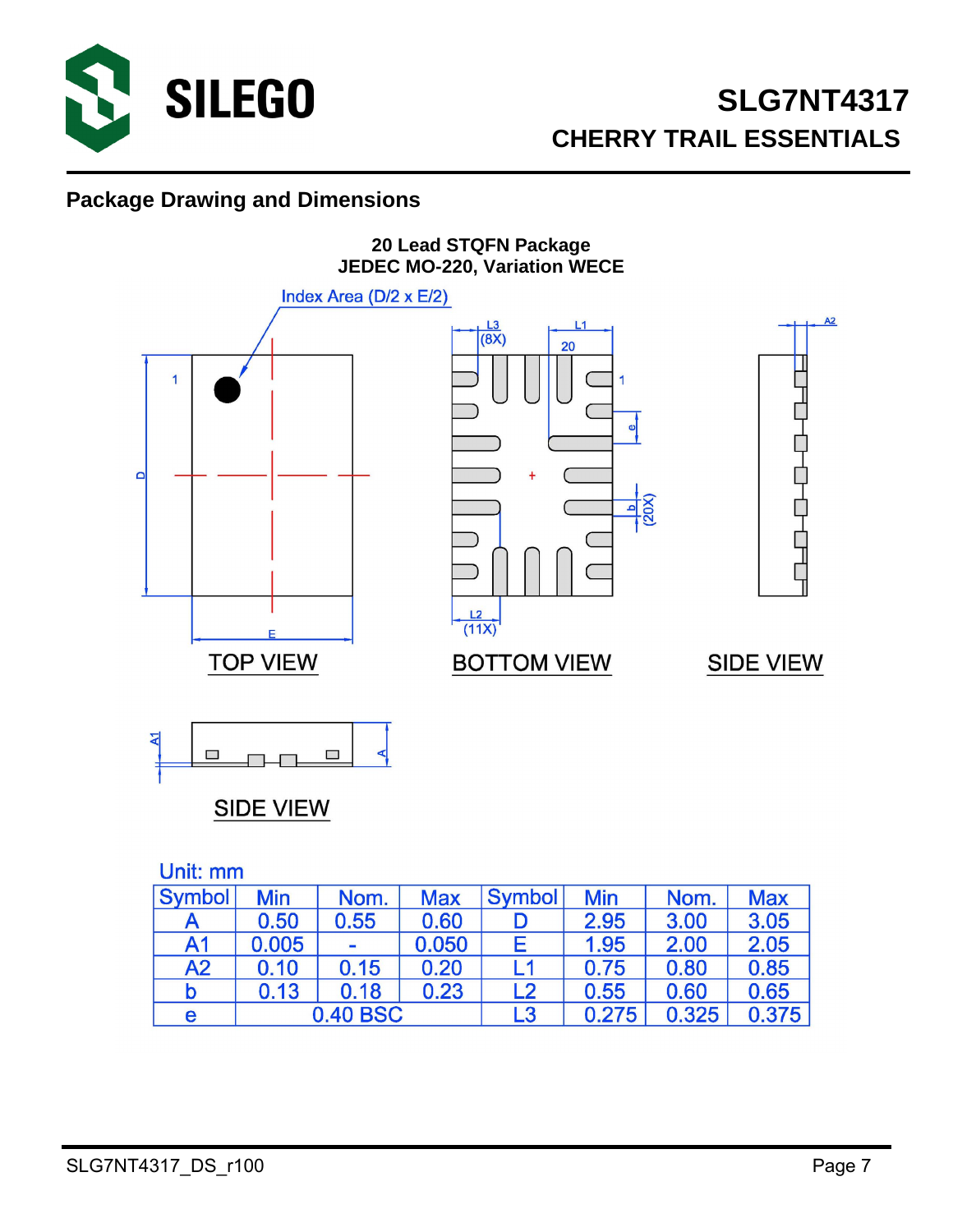## Package Drawing and Dimensions

**20 Lead STQFN Package**
**JEDEC MO-220, Variation WECE**

Index Area (D/2 x E/2)

TOP VIEW

BOTTOM VIEW

SIDE VIEW

SIDE VIEW

Unit: mm

| Symbol | Min | Nom. | Max | Symbol | Min | Nom. | Max |
|---|---|---|---|---|---|---|---|
| A | 0.50 | 0.55 | 0.60 | D | 2.95 | 3.00 | 3.05 |
| A1 | 0.005 | - | 0.050 | E | 1.95 | 2.00 | 2.05 |
| A2 | 0.10 | 0.15 | 0.20 | L1 | 0.75 | 0.80 | 0.85 |
| b | 0.13 | 0.18 | 0.23 | L2 | 0.55 | 0.60 | 0.65 |
| e | 0.40 BSC | | | L3 | 0.275 | 0.325 | 0.375 |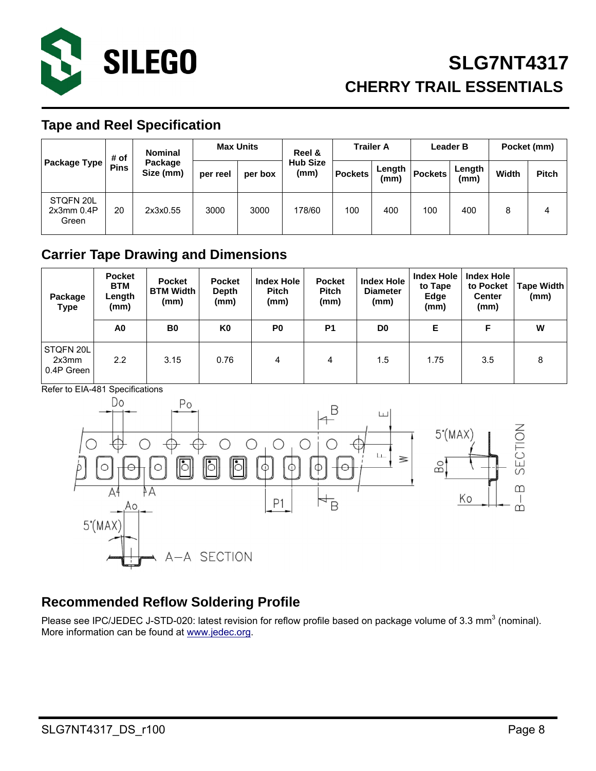## Tape and Reel Specification

| Package Type | # of Pins | Nominal Package Size (mm) | Max Units | | Reel & Hub Size (mm) | Trailer A | | Leader B | | Pocket (mm) | |
|---|---|---|---|---|---|---|---|---|---|---|---|
| | | | per reel | per box | | Pockets | Length (mm) | Pockets | Length (mm) | Width | Pitch |
| STQFN 20L 2x3mm 0.4P Green | 20 | 2x3x0.55 | 3000 | 3000 | 178/60 | 100 | 400 | 100 | 400 | 8 | 4 |

## Carrier Tape Drawing and Dimensions

| Package Type | Pocket BTM Length (mm) | Pocket BTM Width (mm) | Pocket Depth (mm) | Index Hole Pitch (mm) | Pocket Pitch (mm) | Index Hole Diameter (mm) | Index Hole to Tape Edge (mm) | Index Hole to Pocket Center (mm) | Tape Width (mm) |
|---|---|---|---|---|---|---|---|---|---|
| | A0 | B0 | K0 | P0 | P1 | D0 | E | F | W |
| STQFN 20L 2x3mm 0.4P Green | 2.2 | 3.15 | 0.76 | 4 | 4 | 1.5 | 1.75 | 3.5 | 8 |

Refer to EIA-481 Specifications

## Recommended Reflow Soldering Profile

Please see IPC/JEDEC J-STD-020: latest revision for reflow profile based on package volume of 3.3 $mm^3$ (nominal). More information can be found at www.jedec.org.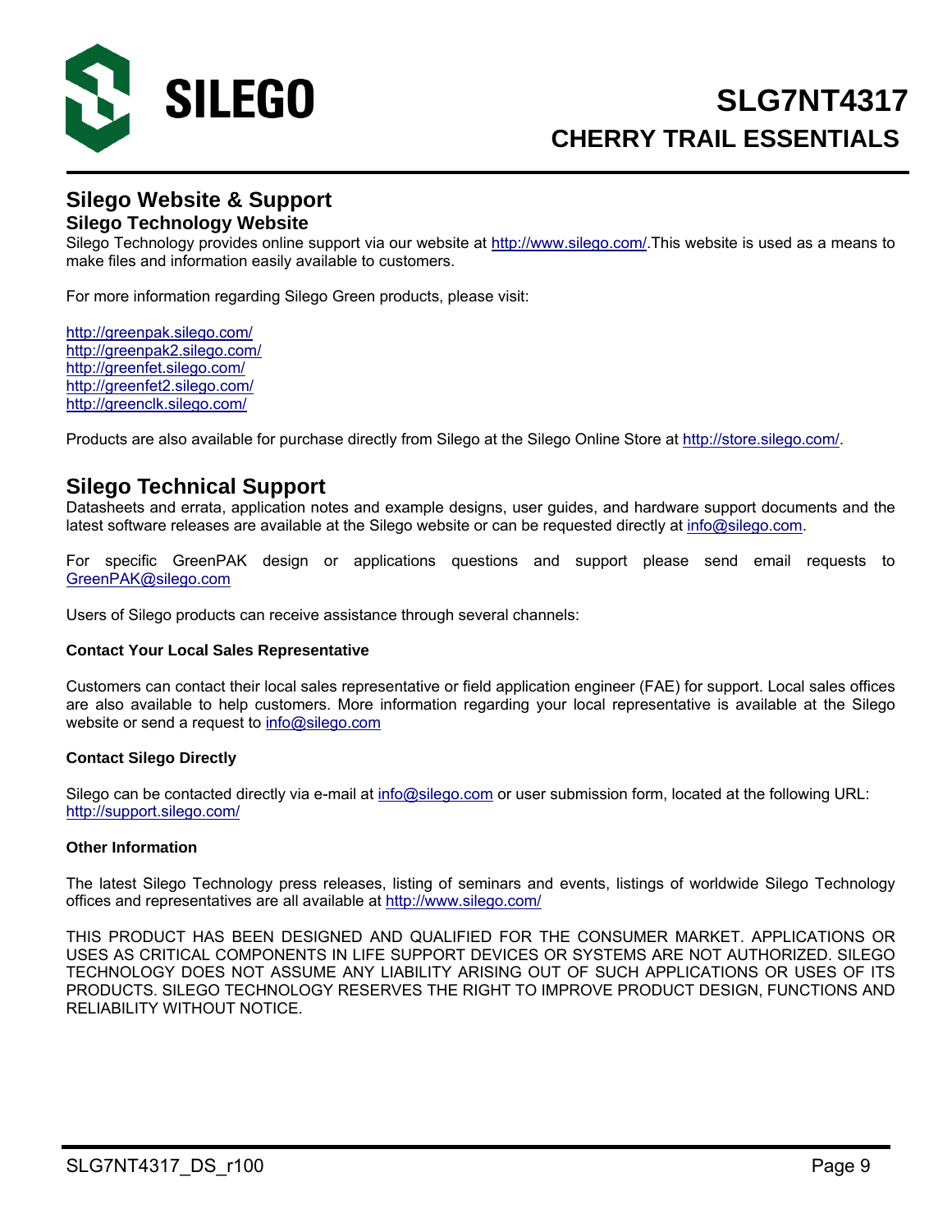## Silego Website & Support

### Silego Technology Website

Silego Technology provides online support via our website at http://www.silego.com/.This website is used as a means to make files and information easily available to customers.

For more information regarding Silego Green products, please visit:

http://greenpak.silego.com/
http://greenpak2.silego.com/
http://greenfet.silego.com/
http://greenfet2.silego.com/
http://greenclk.silego.com/

Products are also available for purchase directly from Silego at the Silego Online Store at http://store.silego.com/.

## Silego Technical Support

Datasheets and errata, application notes and example designs, user guides, and hardware support documents and the latest software releases are available at the Silego website or can be requested directly at info@silego.com.

For specific GreenPAK design or applications questions and support please send email requests to GreenPAK@silego.com

Users of Silego products can receive assistance through several channels:

**Contact Your Local Sales Representative**

Customers can contact their local sales representative or field application engineer (FAE) for support. Local sales offices are also available to help customers. More information regarding your local representative is available at the Silego website or send a request to info@silego.com

**Contact Silego Directly**

Silego can be contacted directly via e-mail at info@silego.com or user submission form, located at the following URL: http://support.silego.com/

**Other Information**

The latest Silego Technology press releases, listing of seminars and events, listings of worldwide Silego Technology offices and representatives are all available at http://www.silego.com/

THIS PRODUCT HAS BEEN DESIGNED AND QUALIFIED FOR THE CONSUMER MARKET. APPLICATIONS OR USES AS CRITICAL COMPONENTS IN LIFE SUPPORT DEVICES OR SYSTEMS ARE NOT AUTHORIZED. SILEGO TECHNOLOGY DOES NOT ASSUME ANY LIABILITY ARISING OUT OF SUCH APPLICATIONS OR USES OF ITS PRODUCTS. SILEGO TECHNOLOGY RESERVES THE RIGHT TO IMPROVE PRODUCT DESIGN, FUNCTIONS AND RELIABILITY WITHOUT NOTICE.